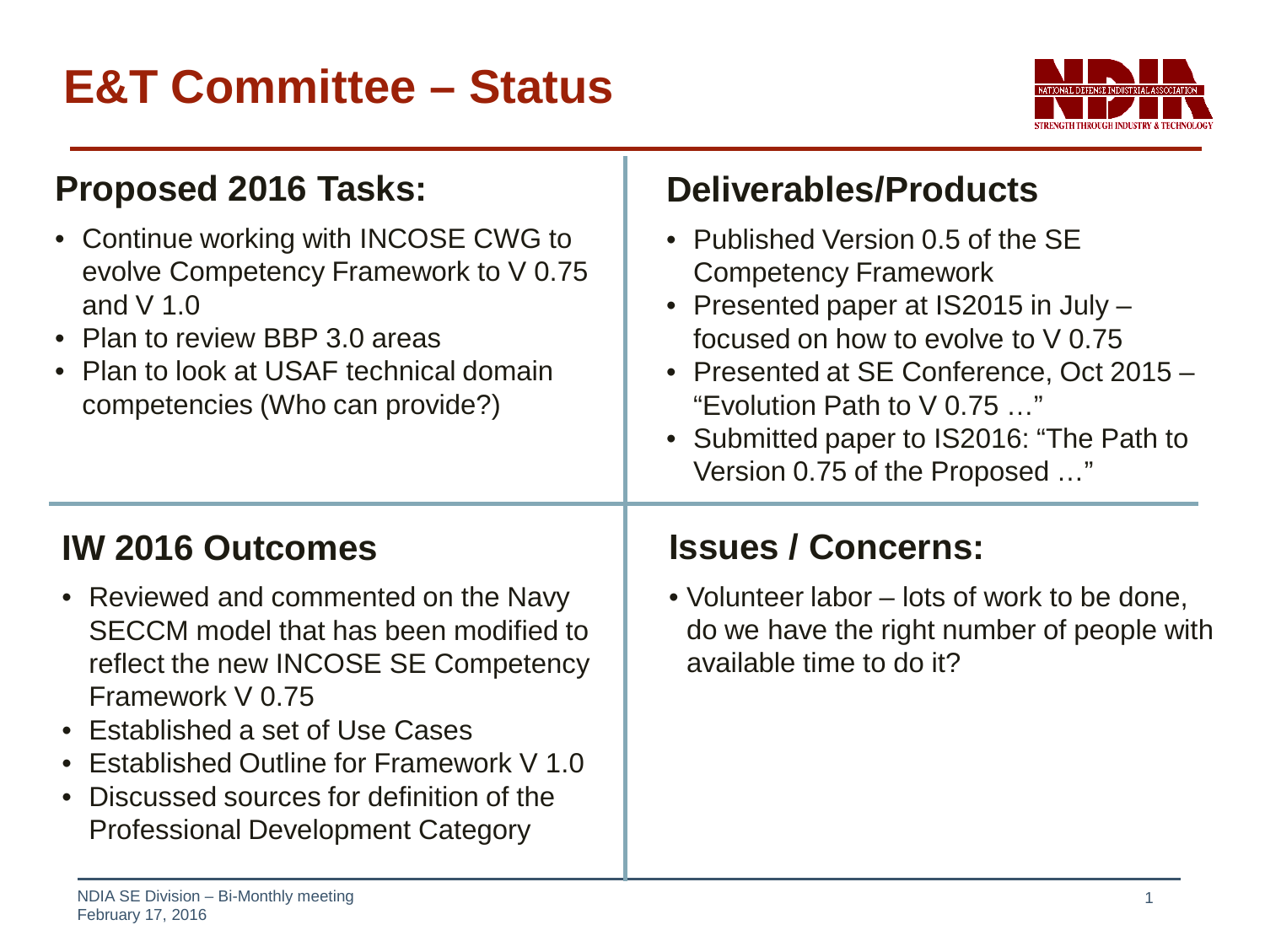# E&T Committee – Status

## Proposed 2016 Tasks:

- Continue working with INCOSE CWG to evolve Competency Framework to V 0.75 and V 1.0
- Plan to review BBP 3.0 areas
- Plan to look at USAF technical domain competencies (Who can provide?)

## Deliverables/Products

- Published Version 0.5 of the SE Competency Framework
- Presented paper at IS2015 in July – focused on how to evolve to V 0.75
- Presented at SE Conference, Oct 2015 – "Evolution Path to V 0.75 …"
- Submitted paper to IS2016: "The Path to Version 0.75 of the Proposed …"

## IW 2016 Outcomes

- Reviewed and commented on the Navy SECCM model that has been modified to reflect the new INCOSE SE Competency Framework V 0.75
- Established a set of Use Cases
- Established Outline for Framework V 1.0
- Discussed sources for definition of the Professional Development Category

## Issues / Concerns:

- Volunteer labor – lots of work to be done, do we have the right number of people with available time to do it?

NDIA SE Division – Bi-Monthly meeting
February 17, 2016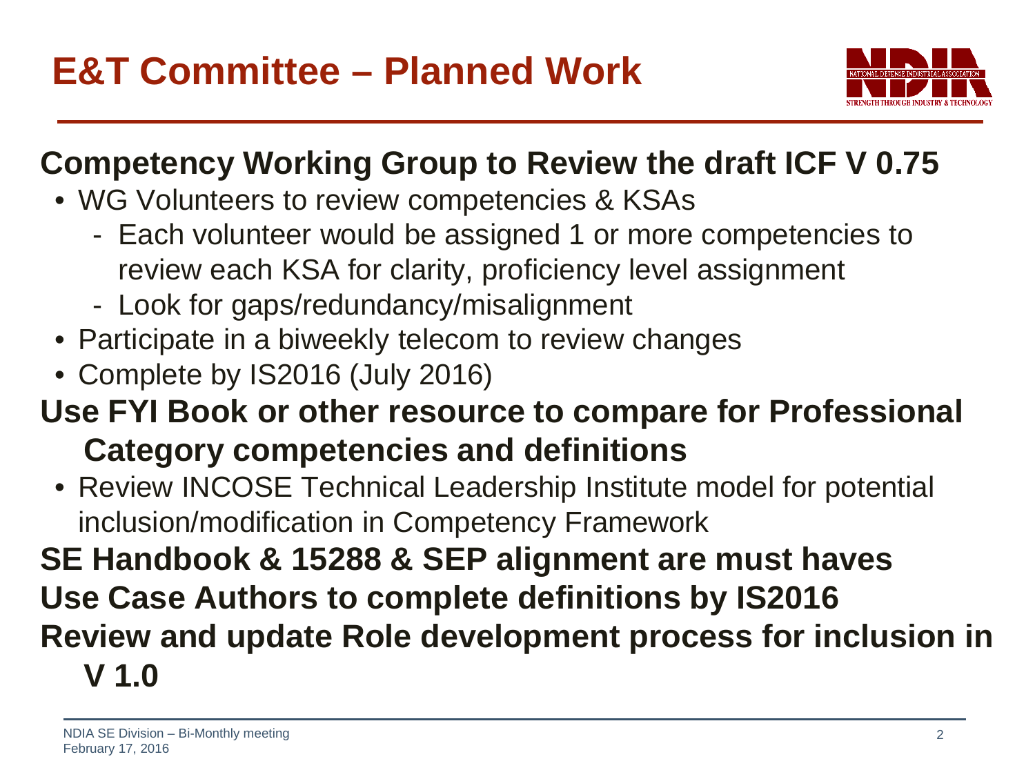# E&T Committee – Planned Work

**Competency Working Group to Review the draft ICF V 0.75**

- WG Volunteers to review competencies & KSAs
  - Each volunteer would be assigned 1 or more competencies to review each KSA for clarity, proficiency level assignment
  - Look for gaps/redundancy/misalignment
- Participate in a biweekly telecom to review changes
- Complete by IS2016 (July 2016)

**Use FYI Book or other resource to compare for Professional Category competencies and definitions**

- Review INCOSE Technical Leadership Institute model for potential inclusion/modification in Competency Framework

**SE Handbook & 15288 & SEP alignment are must haves**

**Use Case Authors to complete definitions by IS2016**

**Review and update Role development process for inclusion in V 1.0**

NDIA SE Division – Bi-Monthly meeting
February 17, 2016